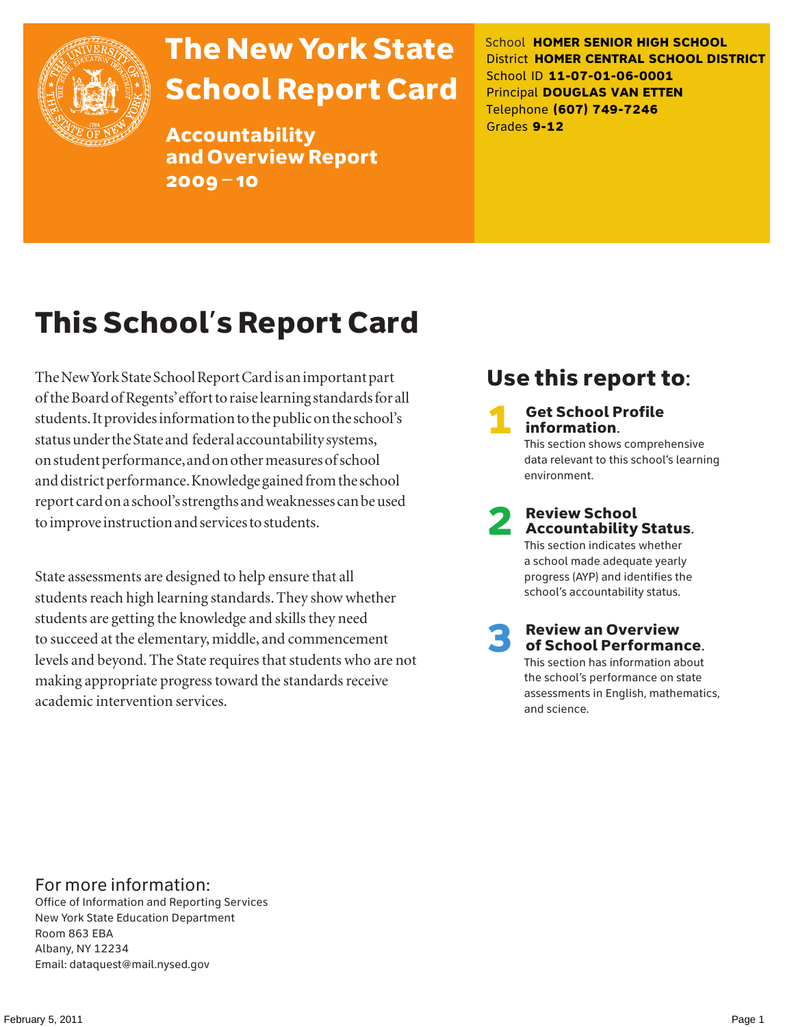# The New York State School Report Card

## Accountability and Overview Report 2009–10

School **HOMER SENIOR HIGH SCHOOL**
District **HOMER CENTRAL SCHOOL DISTRICT**
School ID **11-07-01-06-0001**
Principal **DOUGLAS VAN ETTEN**
Telephone **(607) 749-7246**
Grades **9-12**

# This School's Report Card

The New York State School Report Card is an important part of the Board of Regents' effort to raise learning standards for all students. It provides information to the public on the school's status under the State and federal accountability systems, on student performance, and on other measures of school and district performance. Knowledge gained from the school report card on a school's strengths and weaknesses can be used to improve instruction and services to students.

State assessments are designed to help ensure that all students reach high learning standards. They show whether students are getting the knowledge and skills they need to succeed at the elementary, middle, and commencement levels and beyond. The State requires that students who are not making appropriate progress toward the standards receive academic intervention services.

## Use this report to:

1. **Get School Profile information.**
   This section shows comprehensive data relevant to this school's learning environment.

2. **Review School Accountability Status.**
   This section indicates whether a school made adequate yearly progress (AYP) and identifies the school's accountability status.

3. **Review an Overview of School Performance.**
   This section has information about the school's performance on state assessments in English, mathematics, and science.

## For more information:

Office of Information and Reporting Services
New York State Education Department
Room 863 EBA
Albany, NY 12234
Email: dataquest@mail.nysed.gov

February 5, 2011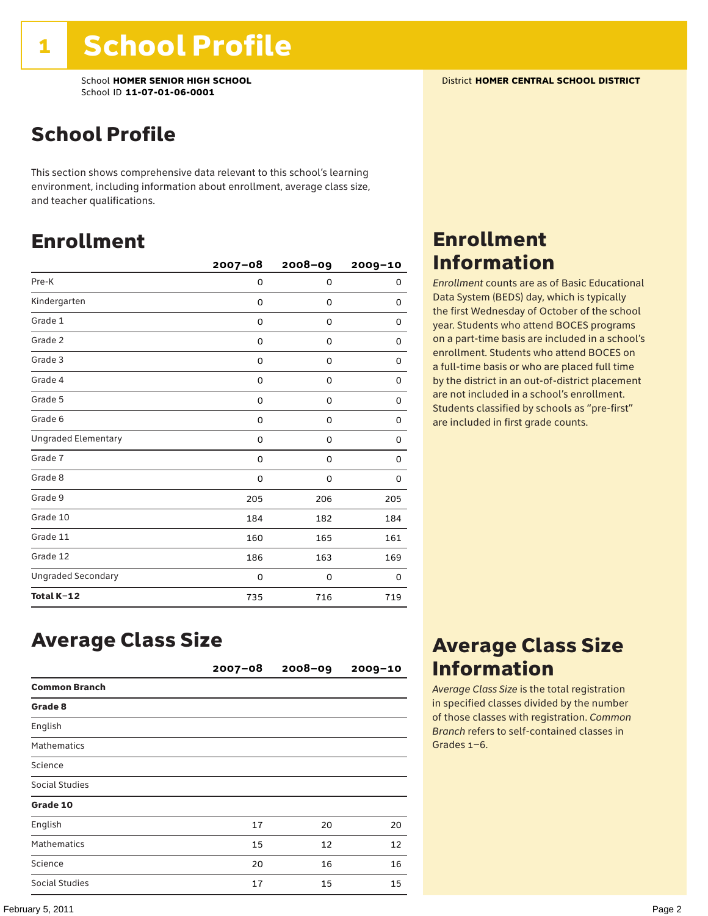# 1 School Profile

School **HOMER SENIOR HIGH SCHOOL**
School ID **11-07-01-06-0001**

District **HOMER CENTRAL SCHOOL DISTRICT**

## School Profile

This section shows comprehensive data relevant to this school's learning environment, including information about enrollment, average class size, and teacher qualifications.

## Enrollment

| | 2007–08 | 2008–09 | 2009–10 |
|---|---|---|---|
| Pre-K | 0 | 0 | 0 |
| Kindergarten | 0 | 0 | 0 |
| Grade 1 | 0 | 0 | 0 |
| Grade 2 | 0 | 0 | 0 |
| Grade 3 | 0 | 0 | 0 |
| Grade 4 | 0 | 0 | 0 |
| Grade 5 | 0 | 0 | 0 |
| Grade 6 | 0 | 0 | 0 |
| Ungraded Elementary | 0 | 0 | 0 |
| Grade 7 | 0 | 0 | 0 |
| Grade 8 | 0 | 0 | 0 |
| Grade 9 | 205 | 206 | 205 |
| Grade 10 | 184 | 182 | 184 |
| Grade 11 | 160 | 165 | 161 |
| Grade 12 | 186 | 163 | 169 |
| Ungraded Secondary | 0 | 0 | 0 |
| **Total K–12** | 735 | 716 | 719 |

## Enrollment Information

*Enrollment* counts are as of Basic Educational Data System (BEDS) day, which is typically the first Wednesday of October of the school year. Students who attend BOCES programs on a part-time basis are included in a school's enrollment. Students who attend BOCES on a full-time basis or who are placed full time by the district in an out-of-district placement are not included in a school's enrollment. Students classified by schools as "pre-first" are included in first grade counts.

## Average Class Size

| | 2007–08 | 2008–09 | 2009–10 |
|---|---|---|---|
| **Common Branch** | | | |
| **Grade 8** | | | |
| English | | | |
| Mathematics | | | |
| Science | | | |
| Social Studies | | | |
| **Grade 10** | | | |
| English | 17 | 20 | 20 |
| Mathematics | 15 | 12 | 12 |
| Science | 20 | 16 | 16 |
| Social Studies | 17 | 15 | 15 |

## Average Class Size Information

*Average Class Size* is the total registration in specified classes divided by the number of those classes with registration. *Common Branch* refers to self-contained classes in Grades 1–6.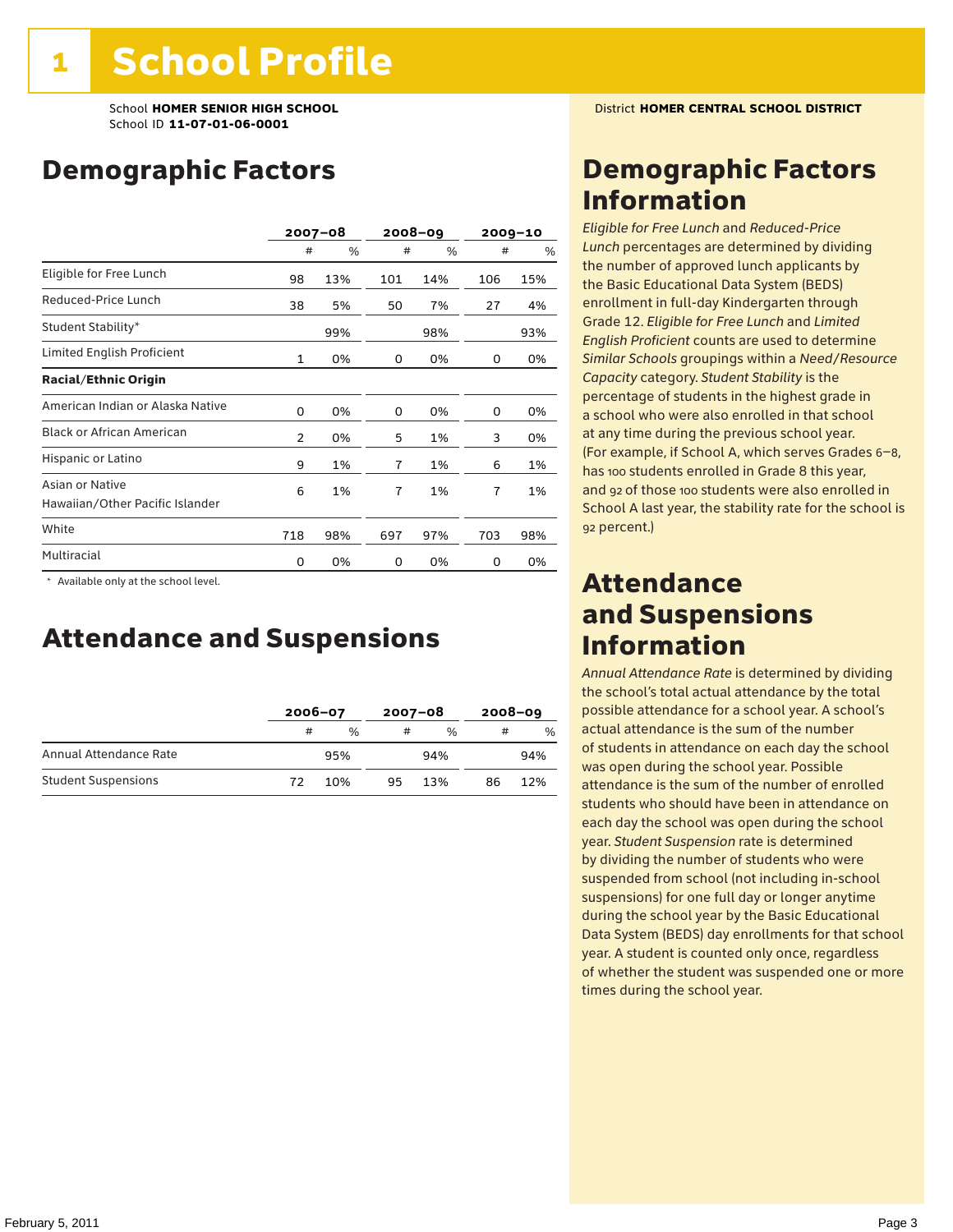# 1 School Profile

School **HOMER SENIOR HIGH SCHOOL**
School ID **11-07-01-06-0001**

District **HOMER CENTRAL SCHOOL DISTRICT**

## Demographic Factors

| | 2007–08 | | 2008–09 | | 2009–10 | |
|---|---|---|---|---|---|---|
| | # | % | # | % | # | % |
| Eligible for Free Lunch | 98 | 13% | 101 | 14% | 106 | 15% |
| Reduced-Price Lunch | 38 | 5% | 50 | 7% | 27 | 4% |
| Student Stability* | | 99% | | 98% | | 93% |
| Limited English Proficient | 1 | 0% | 0 | 0% | 0 | 0% |
| **Racial/Ethnic Origin** | | | | | | |
| American Indian or Alaska Native | 0 | 0% | 0 | 0% | 0 | 0% |
| Black or African American | 2 | 0% | 5 | 1% | 3 | 0% |
| Hispanic or Latino | 9 | 1% | 7 | 1% | 6 | 1% |
| Asian or Native Hawaiian/Other Pacific Islander | 6 | 1% | 7 | 1% | 7 | 1% |
| White | 718 | 98% | 697 | 97% | 703 | 98% |
| Multiracial | 0 | 0% | 0 | 0% | 0 | 0% |

\* Available only at the school level.

## Attendance and Suspensions

| | 2006–07 | | 2007–08 | | 2008–09 | |
|---|---|---|---|---|---|---|
| | # | % | # | % | # | % |
| Annual Attendance Rate | | 95% | | 94% | | 94% |
| Student Suspensions | 72 | 10% | 95 | 13% | 86 | 12% |

## Demographic Factors Information

*Eligible for Free Lunch* and *Reduced-Price Lunch* percentages are determined by dividing the number of approved lunch applicants by the Basic Educational Data System (BEDS) enrollment in full-day Kindergarten through Grade 12. *Eligible for Free Lunch* and *Limited English Proficient* counts are used to determine *Similar Schools* groupings within a *Need/Resource Capacity* category. *Student Stability* is the percentage of students in the highest grade in a school who were also enrolled in that school at any time during the previous school year. (For example, if School A, which serves Grades 6–8, has 100 students enrolled in Grade 8 this year, and 92 of those 100 students were also enrolled in School A last year, the stability rate for the school is 92 percent.)

## Attendance and Suspensions Information

*Annual Attendance Rate* is determined by dividing the school's total actual attendance by the total possible attendance for a school year. A school's actual attendance is the sum of the number of students in attendance on each day the school was open during the school year. Possible attendance is the sum of the number of enrolled students who should have been in attendance on each day the school was open during the school year. *Student Suspension* rate is determined by dividing the number of students who were suspended from school (not including in-school suspensions) for one full day or longer anytime during the school year by the Basic Educational Data System (BEDS) day enrollments for that school year. A student is counted only once, regardless of whether the student was suspended one or more times during the school year.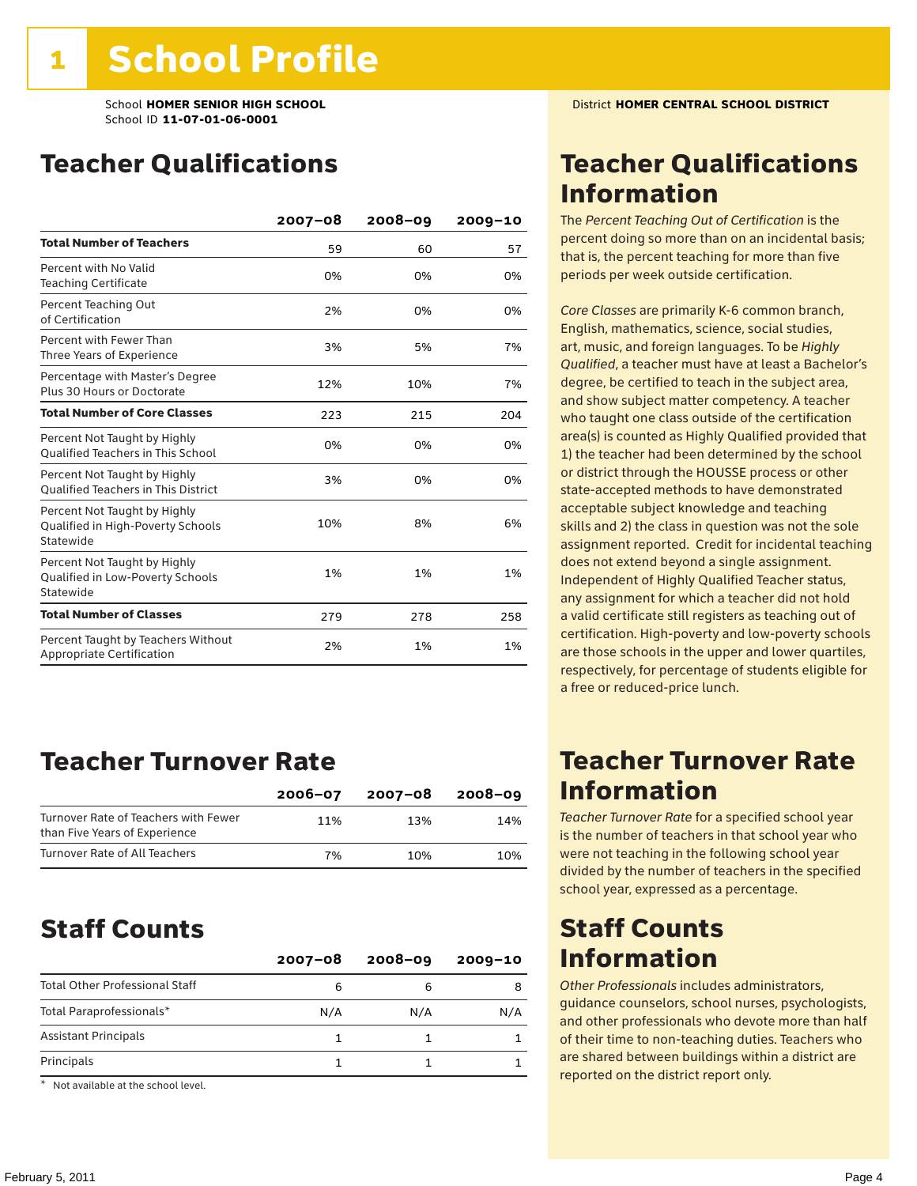# 1 School Profile

School **HOMER SENIOR HIGH SCHOOL**
School ID **11-07-01-06-0001**

District **HOMER CENTRAL SCHOOL DISTRICT**

## Teacher Qualifications

| | 2007–08 | 2008–09 | 2009–10 |
|---|---|---|---|
| **Total Number of Teachers** | 59 | 60 | 57 |
| Percent with No Valid Teaching Certificate | 0% | 0% | 0% |
| Percent Teaching Out of Certification | 2% | 0% | 0% |
| Percent with Fewer Than Three Years of Experience | 3% | 5% | 7% |
| Percentage with Master's Degree Plus 30 Hours or Doctorate | 12% | 10% | 7% |
| **Total Number of Core Classes** | 223 | 215 | 204 |
| Percent Not Taught by Highly Qualified Teachers in This School | 0% | 0% | 0% |
| Percent Not Taught by Highly Qualified Teachers in This District | 3% | 0% | 0% |
| Percent Not Taught by Highly Qualified in High-Poverty Schools Statewide | 10% | 8% | 6% |
| Percent Not Taught by Highly Qualified in Low-Poverty Schools Statewide | 1% | 1% | 1% |
| **Total Number of Classes** | 279 | 278 | 258 |
| Percent Taught by Teachers Without Appropriate Certification | 2% | 1% | 1% |

## Teacher Qualifications Information

The *Percent Teaching Out of Certification* is the percent doing so more than on an incidental basis; that is, the percent teaching for more than five periods per week outside certification.

*Core Classes* are primarily K-6 common branch, English, mathematics, science, social studies, art, music, and foreign languages. To be *Highly Qualified*, a teacher must have at least a Bachelor's degree, be certified to teach in the subject area, and show subject matter competency. A teacher who taught one class outside of the certification area(s) is counted as Highly Qualified provided that 1) the teacher had been determined by the school or district through the HOUSSE process or other state-accepted methods to have demonstrated acceptable subject knowledge and teaching skills and 2) the class in question was not the sole assignment reported. Credit for incidental teaching does not extend beyond a single assignment. Independent of Highly Qualified Teacher status, any assignment for which a teacher did not hold a valid certificate still registers as teaching out of certification. High-poverty and low-poverty schools are those schools in the upper and lower quartiles, respectively, for percentage of students eligible for a free or reduced-price lunch.

## Teacher Turnover Rate

| | 2006–07 | 2007–08 | 2008–09 |
|---|---|---|---|
| Turnover Rate of Teachers with Fewer than Five Years of Experience | 11% | 13% | 14% |
| Turnover Rate of All Teachers | 7% | 10% | 10% |

## Teacher Turnover Rate Information

*Teacher Turnover Rate* for a specified school year is the number of teachers in that school year who were not teaching in the following school year divided by the number of teachers in the specified school year, expressed as a percentage.

## Staff Counts

| | 2007–08 | 2008–09 | 2009–10 |
|---|---|---|---|
| Total Other Professional Staff | 6 | 6 | 8 |
| Total Paraprofessionals* | N/A | N/A | N/A |
| Assistant Principals | 1 | 1 | 1 |
| Principals | 1 | 1 | 1 |

\* Not available at the school level.

## Staff Counts Information

*Other Professionals* includes administrators, guidance counselors, school nurses, psychologists, and other professionals who devote more than half of their time to non-teaching duties. Teachers who are shared between buildings within a district are reported on the district report only.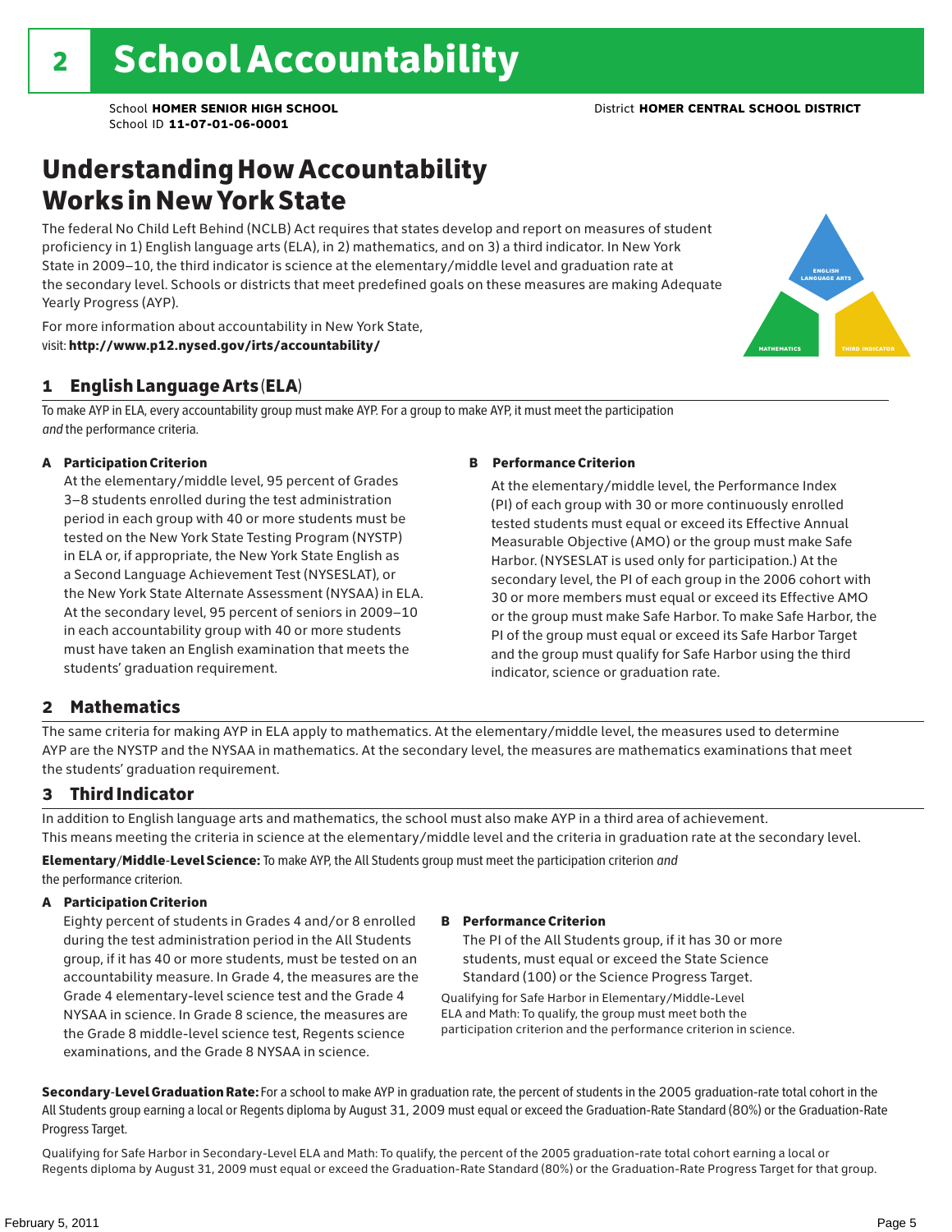# 2 School Accountability

School **HOMER SENIOR HIGH SCHOOL**
School ID **11-07-01-06-0001**

District **HOMER CENTRAL SCHOOL DISTRICT**

## Understanding How Accountability Works in New York State

The federal No Child Left Behind (NCLB) Act requires that states develop and report on measures of student proficiency in 1) English language arts (ELA), in 2) mathematics, and on 3) a third indicator. In New York State in 2009–10, the third indicator is science at the elementary/middle level and graduation rate at the secondary level. Schools or districts that meet predefined goals on these measures are making Adequate Yearly Progress (AYP).

For more information about accountability in New York State, visit: **http://www.p12.nysed.gov/irts/accountability/**

ENGLISH LANGUAGE ARTS

MATHEMATICS

THIRD INDICATOR

### 1 English Language Arts (ELA)

To make AYP in ELA, every accountability group must make AYP. For a group to make AYP, it must meet the participation *and* the performance criteria.

**A Participation Criterion**

At the elementary/middle level, 95 percent of Grades 3–8 students enrolled during the test administration period in each group with 40 or more students must be tested on the New York State Testing Program (NYSTP) in ELA or, if appropriate, the New York State English as a Second Language Achievement Test (NYSESLAT), or the New York State Alternate Assessment (NYSAA) in ELA. At the secondary level, 95 percent of seniors in 2009–10 in each accountability group with 40 or more students must have taken an English examination that meets the students' graduation requirement.

**B Performance Criterion**

At the elementary/middle level, the Performance Index (PI) of each group with 30 or more continuously enrolled tested students must equal or exceed its Effective Annual Measurable Objective (AMO) or the group must make Safe Harbor. (NYSESLAT is used only for participation.) At the secondary level, the PI of each group in the 2006 cohort with 30 or more members must equal or exceed its Effective AMO or the group must make Safe Harbor. To make Safe Harbor, the PI of the group must equal or exceed its Safe Harbor Target and the group must qualify for Safe Harbor using the third indicator, science or graduation rate.

### 2 Mathematics

The same criteria for making AYP in ELA apply to mathematics. At the elementary/middle level, the measures used to determine AYP are the NYSTP and the NYSAA in mathematics. At the secondary level, the measures are mathematics examinations that meet the students' graduation requirement.

### 3 Third Indicator

In addition to English language arts and mathematics, the school must also make AYP in a third area of achievement. This means meeting the criteria in science at the elementary/middle level and the criteria in graduation rate at the secondary level.

**Elementary/Middle-Level Science:** To make AYP, the All Students group must meet the participation criterion *and* the performance criterion.

**A Participation Criterion**

Eighty percent of students in Grades 4 and/or 8 enrolled during the test administration period in the All Students group, if it has 40 or more students, must be tested on an accountability measure. In Grade 4, the measures are the Grade 4 elementary-level science test and the Grade 4 NYSAA in science. In Grade 8 science, the measures are the Grade 8 middle-level science test, Regents science examinations, and the Grade 8 NYSAA in science.

**B Performance Criterion**

The PI of the All Students group, if it has 30 or more students, must equal or exceed the State Science Standard (100) or the Science Progress Target.

Qualifying for Safe Harbor in Elementary/Middle-Level ELA and Math: To qualify, the group must meet both the participation criterion and the performance criterion in science.

**Secondary-Level Graduation Rate:** For a school to make AYP in graduation rate, the percent of students in the 2005 graduation-rate total cohort in the All Students group earning a local or Regents diploma by August 31, 2009 must equal or exceed the Graduation-Rate Standard (80%) or the Graduation-Rate Progress Target.

Qualifying for Safe Harbor in Secondary-Level ELA and Math: To qualify, the percent of the 2005 graduation-rate total cohort earning a local or Regents diploma by August 31, 2009 must equal or exceed the Graduation-Rate Standard (80%) or the Graduation-Rate Progress Target for that group.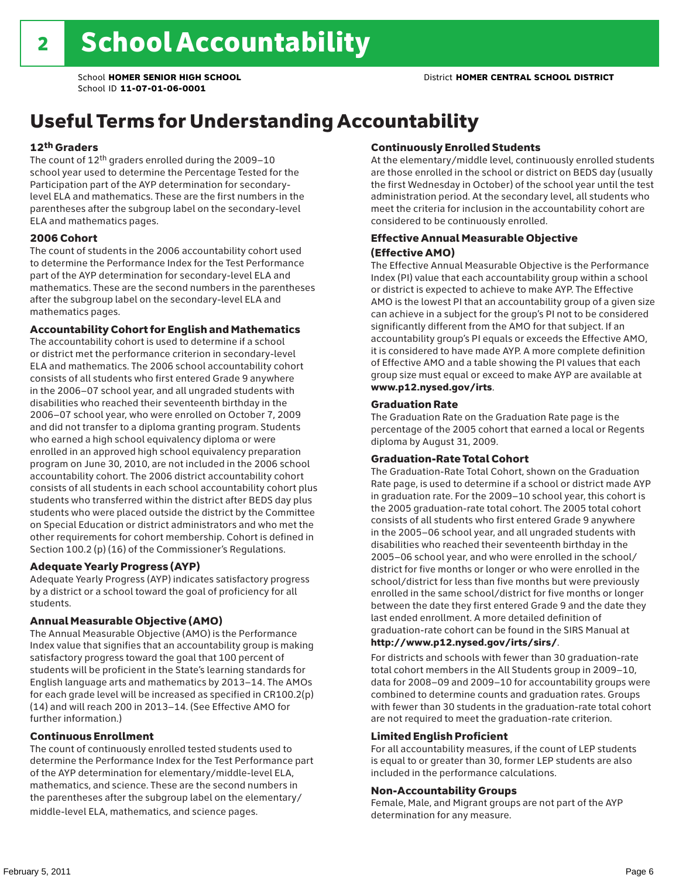# 2 School Accountability

School **HOMER SENIOR HIGH SCHOOL** District **HOMER CENTRAL SCHOOL DISTRICT**
School ID **11-07-01-06-0001**

## Useful Terms for Understanding Accountability

### 12th Graders

The count of 12th graders enrolled during the 2009–10 school year used to determine the Percentage Tested for the Participation part of the AYP determination for secondary-level ELA and mathematics. These are the first numbers in the parentheses after the subgroup label on the secondary-level ELA and mathematics pages.

### 2006 Cohort

The count of students in the 2006 accountability cohort used to determine the Performance Index for the Test Performance part of the AYP determination for secondary-level ELA and mathematics. These are the second numbers in the parentheses after the subgroup label on the secondary-level ELA and mathematics pages.

### Accountability Cohort for English and Mathematics

The accountability cohort is used to determine if a school or district met the performance criterion in secondary-level ELA and mathematics. The 2006 school accountability cohort consists of all students who first entered Grade 9 anywhere in the 2006–07 school year, and all ungraded students with disabilities who reached their seventeenth birthday in the 2006–07 school year, who were enrolled on October 7, 2009 and did not transfer to a diploma granting program. Students who earned a high school equivalency diploma or were enrolled in an approved high school equivalency preparation program on June 30, 2010, are not included in the 2006 school accountability cohort. The 2006 district accountability cohort consists of all students in each school accountability cohort plus students who transferred within the district after BEDS day plus students who were placed outside the district by the Committee on Special Education or district administrators and who met the other requirements for cohort membership. Cohort is defined in Section 100.2 (p) (16) of the Commissioner's Regulations.

### Adequate Yearly Progress (AYP)

Adequate Yearly Progress (AYP) indicates satisfactory progress by a district or a school toward the goal of proficiency for all students.

### Annual Measurable Objective (AMO)

The Annual Measurable Objective (AMO) is the Performance Index value that signifies that an accountability group is making satisfactory progress toward the goal that 100 percent of students will be proficient in the State's learning standards for English language arts and mathematics by 2013–14. The AMOs for each grade level will be increased as specified in CR100.2(p)(14) and will reach 200 in 2013–14. (See Effective AMO for further information.)

### Continuous Enrollment

The count of continuously enrolled tested students used to determine the Performance Index for the Test Performance part of the AYP determination for elementary/middle-level ELA, mathematics, and science. These are the second numbers in the parentheses after the subgroup label on the elementary/middle-level ELA, mathematics, and science pages.

### Continuously Enrolled Students

At the elementary/middle level, continuously enrolled students are those enrolled in the school or district on BEDS day (usually the first Wednesday in October) of the school year until the test administration period. At the secondary level, all students who meet the criteria for inclusion in the accountability cohort are considered to be continuously enrolled.

### Effective Annual Measurable Objective (Effective AMO)

The Effective Annual Measurable Objective is the Performance Index (PI) value that each accountability group within a school or district is expected to achieve to make AYP. The Effective AMO is the lowest PI that an accountability group of a given size can achieve in a subject for the group's PI not to be considered significantly different from the AMO for that subject. If an accountability group's PI equals or exceeds the Effective AMO, it is considered to have made AYP. A more complete definition of Effective AMO and a table showing the PI values that each group size must equal or exceed to make AYP are available at **www.p12.nysed.gov/irts**.

### Graduation Rate

The Graduation Rate on the Graduation Rate page is the percentage of the 2005 cohort that earned a local or Regents diploma by August 31, 2009.

### Graduation-Rate Total Cohort

The Graduation-Rate Total Cohort, shown on the Graduation Rate page, is used to determine if a school or district made AYP in graduation rate. For the 2009–10 school year, this cohort is the 2005 graduation-rate total cohort. The 2005 total cohort consists of all students who first entered Grade 9 anywhere in the 2005–06 school year, and all ungraded students with disabilities who reached their seventeenth birthday in the 2005–06 school year, and who were enrolled in the school/district for five months or longer or who were enrolled in the school/district for less than five months but were previously enrolled in the same school/district for five months or longer between the date they first entered Grade 9 and the date they last ended enrollment. A more detailed definition of graduation-rate cohort can be found in the SIRS Manual at **http://www.p12.nysed.gov/irts/sirs/**.

For districts and schools with fewer than 30 graduation-rate total cohort members in the All Students group in 2009–10, data for 2008–09 and 2009–10 for accountability groups were combined to determine counts and graduation rates. Groups with fewer than 30 students in the graduation-rate total cohort are not required to meet the graduation-rate criterion.

### Limited English Proficient

For all accountability measures, if the count of LEP students is equal to or greater than 30, former LEP students are also included in the performance calculations.

### Non-Accountability Groups

Female, Male, and Migrant groups are not part of the AYP determination for any measure.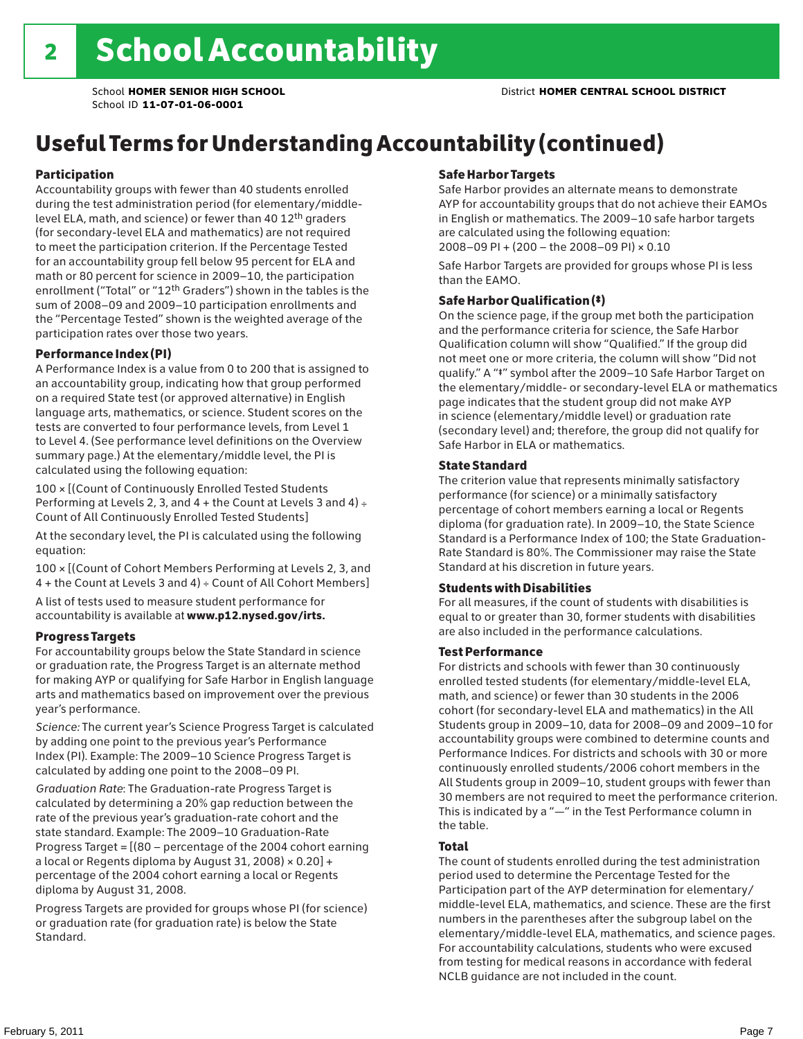# School Accountability

School **HOMER SENIOR HIGH SCHOOL**
School ID **11-07-01-06-0001**

District **HOMER CENTRAL SCHOOL DISTRICT**

## Useful Terms for Understanding Accountability (continued)

### Participation

Accountability groups with fewer than 40 students enrolled during the test administration period (for elementary/middle-level ELA, math, and science) or fewer than 40 12th graders (for secondary-level ELA and mathematics) are not required to meet the participation criterion. If the Percentage Tested for an accountability group fell below 95 percent for ELA and math or 80 percent for science in 2009–10, the participation enrollment ("Total" or "12th Graders") shown in the tables is the sum of 2008–09 and 2009–10 participation enrollments and the "Percentage Tested" shown is the weighted average of the participation rates over those two years.

### Performance Index (PI)

A Performance Index is a value from 0 to 200 that is assigned to an accountability group, indicating how that group performed on a required State test (or approved alternative) in English language arts, mathematics, or science. Student scores on the tests are converted to four performance levels, from Level 1 to Level 4. (See performance level definitions on the Overview summary page.) At the elementary/middle level, the PI is calculated using the following equation:

100 × [(Count of Continuously Enrolled Tested Students Performing at Levels 2, 3, and 4 + the Count at Levels 3 and 4) ÷ Count of All Continuously Enrolled Tested Students]

At the secondary level, the PI is calculated using the following equation:

100 × [(Count of Cohort Members Performing at Levels 2, 3, and 4 + the Count at Levels 3 and 4) ÷ Count of All Cohort Members]

A list of tests used to measure student performance for accountability is available at **www.p12.nysed.gov/irts.**

### Progress Targets

For accountability groups below the State Standard in science or graduation rate, the Progress Target is an alternate method for making AYP or qualifying for Safe Harbor in English language arts and mathematics based on improvement over the previous year's performance.

*Science:* The current year's Science Progress Target is calculated by adding one point to the previous year's Performance Index (PI). Example: The 2009–10 Science Progress Target is calculated by adding one point to the 2008–09 PI.

*Graduation Rate*: The Graduation-rate Progress Target is calculated by determining a 20% gap reduction between the rate of the previous year's graduation-rate cohort and the state standard. Example: The 2009–10 Graduation-Rate Progress Target = [(80 – percentage of the 2004 cohort earning a local or Regents diploma by August 31, 2008) × 0.20] + percentage of the 2004 cohort earning a local or Regents diploma by August 31, 2008.

Progress Targets are provided for groups whose PI (for science) or graduation rate (for graduation rate) is below the State Standard.

### Safe Harbor Targets

Safe Harbor provides an alternate means to demonstrate AYP for accountability groups that do not achieve their EAMOs in English or mathematics. The 2009–10 safe harbor targets are calculated using the following equation:
2008–09 PI + (200 – the 2008–09 PI) × 0.10

Safe Harbor Targets are provided for groups whose PI is less than the EAMO.

### Safe Harbor Qualification (‡)

On the science page, if the group met both the participation and the performance criteria for science, the Safe Harbor Qualification column will show "Qualified." If the group did not meet one or more criteria, the column will show "Did not qualify." A "‡" symbol after the 2009–10 Safe Harbor Target on the elementary/middle- or secondary-level ELA or mathematics page indicates that the student group did not make AYP in science (elementary/middle level) or graduation rate (secondary level) and; therefore, the group did not qualify for Safe Harbor in ELA or mathematics.

### State Standard

The criterion value that represents minimally satisfactory performance (for science) or a minimally satisfactory percentage of cohort members earning a local or Regents diploma (for graduation rate). In 2009–10, the State Science Standard is a Performance Index of 100; the State Graduation-Rate Standard is 80%. The Commissioner may raise the State Standard at his discretion in future years.

### Students with Disabilities

For all measures, if the count of students with disabilities is equal to or greater than 30, former students with disabilities are also included in the performance calculations.

### Test Performance

For districts and schools with fewer than 30 continuously enrolled tested students (for elementary/middle-level ELA, math, and science) or fewer than 30 students in the 2006 cohort (for secondary-level ELA and mathematics) in the All Students group in 2009–10, data for 2008–09 and 2009–10 for accountability groups were combined to determine counts and Performance Indices. For districts and schools with 30 or more continuously enrolled students/2006 cohort members in the All Students group in 2009–10, student groups with fewer than 30 members are not required to meet the performance criterion. This is indicated by a "—" in the Test Performance column in the table.

### Total

The count of students enrolled during the test administration period used to determine the Percentage Tested for the Participation part of the AYP determination for elementary/middle-level ELA, mathematics, and science. These are the first numbers in the parentheses after the subgroup label on the elementary/middle-level ELA, mathematics, and science pages. For accountability calculations, students who were excused from testing for medical reasons in accordance with federal NCLB guidance are not included in the count.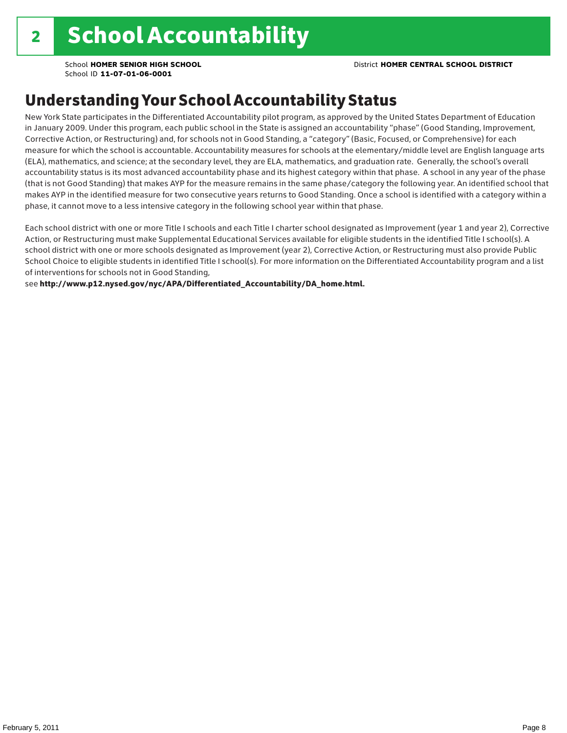# 2 School Accountability

School **HOMER SENIOR HIGH SCHOOL**
School ID **11-07-01-06-0001**

District **HOMER CENTRAL SCHOOL DISTRICT**

## Understanding Your School Accountability Status

New York State participates in the Differentiated Accountability pilot program, as approved by the United States Department of Education in January 2009. Under this program, each public school in the State is assigned an accountability "phase" (Good Standing, Improvement, Corrective Action, or Restructuring) and, for schools not in Good Standing, a "category" (Basic, Focused, or Comprehensive) for each measure for which the school is accountable. Accountability measures for schools at the elementary/middle level are English language arts (ELA), mathematics, and science; at the secondary level, they are ELA, mathematics, and graduation rate. Generally, the school's overall accountability status is its most advanced accountability phase and its highest category within that phase. A school in any year of the phase (that is not Good Standing) that makes AYP for the measure remains in the same phase/category the following year. An identified school that makes AYP in the identified measure for two consecutive years returns to Good Standing. Once a school is identified with a category within a phase, it cannot move to a less intensive category in the following school year within that phase.

Each school district with one or more Title I schools and each Title I charter school designated as Improvement (year 1 and year 2), Corrective Action, or Restructuring must make Supplemental Educational Services available for eligible students in the identified Title I school(s). A school district with one or more schools designated as Improvement (year 2), Corrective Action, or Restructuring must also provide Public School Choice to eligible students in identified Title I school(s). For more information on the Differentiated Accountability program and a list of interventions for schools not in Good Standing,
see **http://www.p12.nysed.gov/nyc/APA/Differentiated_Accountability/DA_home.html.**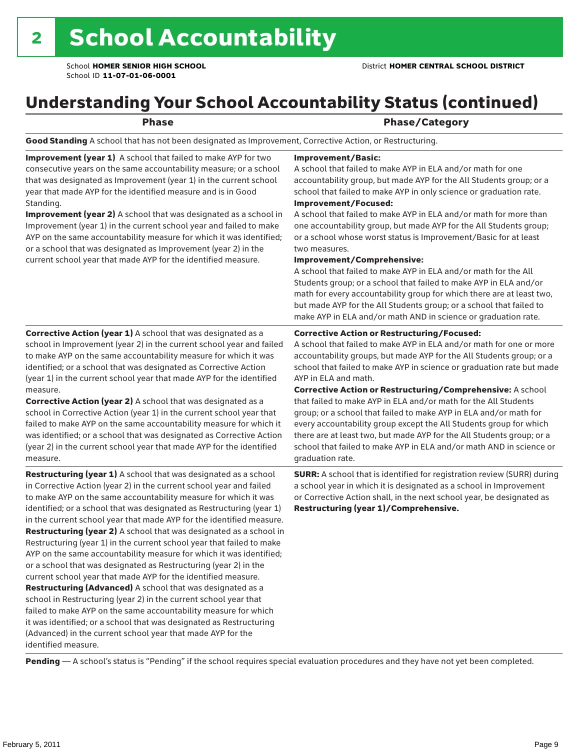# 2 School Accountability

School **HOMER SENIOR HIGH SCHOOL**
School ID **11-07-01-06-0001**
District **HOMER CENTRAL SCHOOL DISTRICT**

## Understanding Your School Accountability Status (continued)

| Phase | Phase/Category |
|---|---|
| **Good Standing** A school that has not been designated as Improvement, Corrective Action, or Restructuring. | |
| **Improvement (year 1)** A school that failed to make AYP for two consecutive years on the same accountability measure; or a school that was designated as Improvement (year 1) in the current school year that made AYP for the identified measure and is in Good Standing. **Improvement (year 2)** A school that was designated as a school in Improvement (year 1) in the current school year and failed to make AYP on the same accountability measure for which it was identified; or a school that was designated as Improvement (year 2) in the current school year that made AYP for the identified measure. | **Improvement/Basic:** A school that failed to make AYP in ELA and/or math for one accountability group, but made AYP for the All Students group; or a school that failed to make AYP in only science or graduation rate. **Improvement/Focused:** A school that failed to make AYP in ELA and/or math for more than one accountability group, but made AYP for the All Students group; or a school whose worst status is Improvement/Basic for at least two measures. **Improvement/Comprehensive:** A school that failed to make AYP in ELA and/or math for the All Students group; or a school that failed to make AYP in ELA and/or math for every accountability group for which there are at least two, but made AYP for the All Students group; or a school that failed to make AYP in ELA and/or math AND in science or graduation rate. |
| **Corrective Action (year 1)** A school that was designated as a school in Improvement (year 2) in the current school year and failed to make AYP on the same accountability measure for which it was identified; or a school that was designated as Corrective Action (year 1) in the current school year that made AYP for the identified measure. **Corrective Action (year 2)** A school that was designated as a school in Corrective Action (year 1) in the current school year that failed to make AYP on the same accountability measure for which it was identified; or a school that was designated as Corrective Action (year 2) in the current school year that made AYP for the identified measure. | **Corrective Action or Restructuring/Focused:** A school that failed to make AYP in ELA and/or math for one or more accountability groups, but made AYP for the All Students group; or a school that failed to make AYP in science or graduation rate but made AYP in ELA and math. **Corrective Action or Restructuring/Comprehensive:** A school that failed to make AYP in ELA and/or math for the All Students group; or a school that failed to make AYP in ELA and/or math for every accountability group except the All Students group for which there are at least two, but made AYP for the All Students group; or a school that failed to make AYP in ELA and/or math AND in science or graduation rate. |
| **Restructuring (year 1)** A school that was designated as a school in Corrective Action (year 2) in the current school year and failed to make AYP on the same accountability measure for which it was identified; or a school that was designated as Restructuring (year 1) in the current school year that made AYP for the identified measure. **Restructuring (year 2)** A school that was designated as a school in Restructuring (year 1) in the current school year that failed to make AYP on the same accountability measure for which it was identified; or a school that was designated as Restructuring (year 2) in the current school year that made AYP for the identified measure. **Restructuring (Advanced)** A school that was designated as a school in Restructuring (year 2) in the current school year that failed to make AYP on the same accountability measure for which it was identified; or a school that was designated as Restructuring (Advanced) in the current school year that made AYP for the identified measure. | **SURR:** A school that is identified for registration review (SURR) during a school year in which it is designated as a school in Improvement or Corrective Action shall, in the next school year, be designated as **Restructuring (year 1)/Comprehensive.** |

**Pending** — A school's status is "Pending" if the school requires special evaluation procedures and they have not yet been completed.

February 5, 2011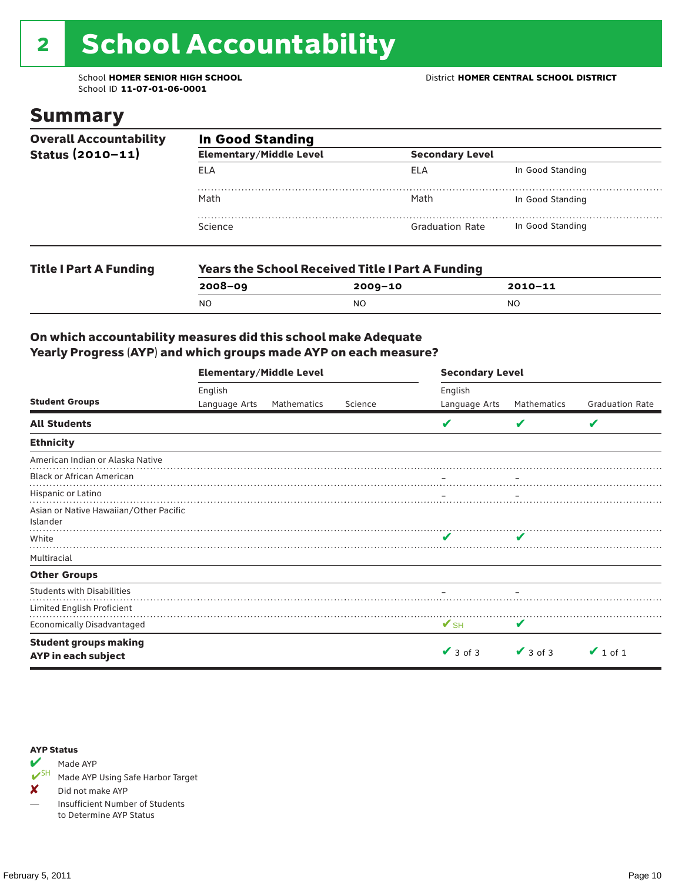# 2 School Accountability

School **HOMER SENIOR HIGH SCHOOL**
School ID **11-07-01-06-0001**

District **HOMER CENTRAL SCHOOL DISTRICT**

## Summary

**Overall Accountability Status (2010–11)**

**In Good Standing**

| Elementary/Middle Level | | Secondary Level | |
|---|---|---|---|
| ELA | | ELA | In Good Standing |
| Math | | Math | In Good Standing |
| Science | | Graduation Rate | In Good Standing |

**Title I Part A Funding**

**Years the School Received Title I Part A Funding**

| 2008–09 | 2009–10 | 2010–11 |
|---|---|---|
| NO | NO | NO |

### On which accountability measures did this school make Adequate Yearly Progress (AYP) and which groups made AYP on each measure?

| | Elementary/Middle Level | | | Secondary Level | | |
|---|---|---|---|---|---|---|
| **Student Groups** | English Language Arts | Mathematics | Science | English Language Arts | Mathematics | Graduation Rate |
| **All Students** | | | | ✔ | ✔ | ✔ |
| **Ethnicity** | | | | | | |
| American Indian or Alaska Native | | | | | | |
| Black or African American | | | | – | – | |
| Hispanic or Latino | | | | – | – | |
| Asian or Native Hawaiian/Other Pacific Islander | | | | | | |
| White | | | | ✔ | ✔ | |
| Multiracial | | | | | | |
| **Other Groups** | | | | | | |
| Students with Disabilities | | | | – | – | |
| Limited English Proficient | | | | | | |
| Economically Disadvantaged | | | | ✔SH | ✔ | |
| **Student groups making AYP in each subject** | | | | ✔ 3 of 3 | ✔ 3 of 3 | ✔ 1 of 1 |

**AYP Status**

- ✔ Made AYP
- ✔SH Made AYP Using Safe Harbor Target
- ✘ Did not make AYP
- — Insufficient Number of Students to Determine AYP Status

February 5, 2011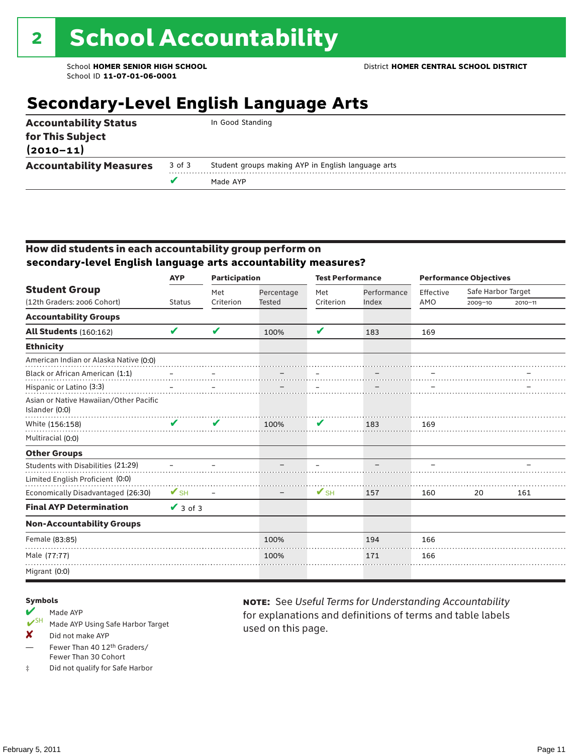# 2 School Accountability

School **HOMER SENIOR HIGH SCHOOL**
School ID **11-07-01-06-0001**

District **HOMER CENTRAL SCHOOL DISTRICT**

## Secondary-Level English Language Arts

| | | |
|---|---|---|
| **Accountability Status for This Subject (2010–11)** | | In Good Standing |
| **Accountability Measures** | 3 of 3 | Student groups making AYP in English language arts |
| | ✔ | Made AYP |

### How did students in each accountability group perform on secondary-level English language arts accountability measures?

| Student Group (12th Graders: 2006 Cohort) | AYP Status | Participation: Met Criterion | Participation: Percentage Tested | Test Performance: Met Criterion | Test Performance: Performance Index | Performance Objectives: Effective AMO | Safe Harbor Target 2009–10 | Safe Harbor Target 2010–11 |
|---|---|---|---|---|---|---|---|---|
| **Accountability Groups** | | | | | | | | |
| **All Students** (160:162) | ✔ | ✔ | 100% | ✔ | 183 | 169 | | |
| **Ethnicity** | | | | | | | | |
| American Indian or Alaska Native (0:0) | | | | | | | | |
| Black or African American (1:1) | – | – | – | – | – | – | | – |
| Hispanic or Latino (3:3) | – | – | – | – | – | – | | – |
| Asian or Native Hawaiian/Other Pacific Islander (0:0) | | | | | | | | |
| White (156:158) | ✔ | ✔ | 100% | ✔ | 183 | 169 | | |
| Multiracial (0:0) | | | | | | | | |
| **Other Groups** | | | | | | | | |
| Students with Disabilities (21:29) | – | – | – | – | – | – | | – |
| Limited English Proficient (0:0) | | | | | | | | |
| Economically Disadvantaged (26:30) | ✔SH | – | – | ✔SH | 157 | 160 | 20 | 161 |
| **Final AYP Determination** | ✔ 3 of 3 | | | | | | | |
| **Non-Accountability Groups** | | | | | | | | |
| Female (83:85) | | | 100% | | 194 | 166 | | |
| Male (77:77) | | | 100% | | 171 | 166 | | |
| Migrant (0:0) | | | | | | | | |

**Symbols**

- ✔ Made AYP
- ✔SH Made AYP Using Safe Harbor Target
- ✘ Did not make AYP
- — Fewer Than 40 12th Graders/ Fewer Than 30 Cohort
- ‡ Did not qualify for Safe Harbor

**NOTE:** See *Useful Terms for Understanding Accountability* for explanations and definitions of terms and table labels used on this page.

February 5, 2011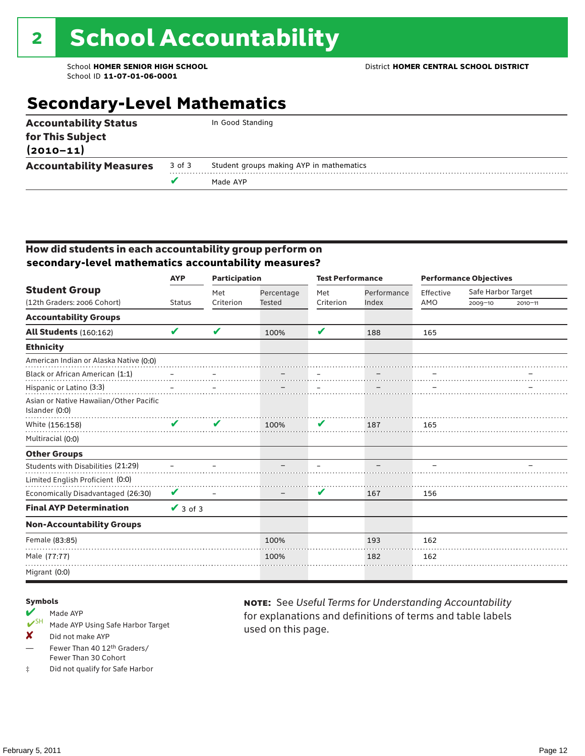# 2 School Accountability

School **HOMER SENIOR HIGH SCHOOL**
School ID **11-07-01-06-0001**

District **HOMER CENTRAL SCHOOL DISTRICT**

## Secondary-Level Mathematics

| | | |
|---|---|---|
| **Accountability Status for This Subject (2010–11)** | | In Good Standing |
| **Accountability Measures** | 3 of 3 | Student groups making AYP in mathematics |
| | ✔ | Made AYP |

### How did students in each accountability group perform on secondary-level mathematics accountability measures?

| Student Group (12th Graders: 2006 Cohort) | AYP Status | Participation: Met Criterion | Participation: Percentage Tested | Test Performance: Met Criterion | Test Performance: Performance Index | Performance Objectives: Effective AMO | Safe Harbor Target 2009–10 | Safe Harbor Target 2010–11 |
|---|---|---|---|---|---|---|---|---|
| **Accountability Groups** | | | | | | | | |
| **All Students** (160:162) | ✔ | ✔ | 100% | ✔ | 188 | 165 | | |
| **Ethnicity** | | | | | | | | |
| American Indian or Alaska Native (0:0) | | | | | | | | |
| Black or African American (1:1) | – | – | – | – | – | – | | – |
| Hispanic or Latino (3:3) | – | – | – | – | – | – | | – |
| Asian or Native Hawaiian/Other Pacific Islander (0:0) | | | | | | | | |
| White (156:158) | ✔ | ✔ | 100% | ✔ | 187 | 165 | | |
| Multiracial (0:0) | | | | | | | | |
| **Other Groups** | | | | | | | | |
| Students with Disabilities (21:29) | – | – | – | – | – | – | | – |
| Limited English Proficient (0:0) | | | | | | | | |
| Economically Disadvantaged (26:30) | ✔ | – | – | ✔ | 167 | 156 | | |
| **Final AYP Determination** | ✔ 3 of 3 | | | | | | | |
| **Non-Accountability Groups** | | | | | | | | |
| Female (83:85) | | | 100% | | 193 | 162 | | |
| Male (77:77) | | | 100% | | 182 | 162 | | |
| Migrant (0:0) | | | | | | | | |

**Symbols**

- ✔ Made AYP
- ✔SH Made AYP Using Safe Harbor Target
- ✘ Did not make AYP
- — Fewer Than 40 12th Graders/ Fewer Than 30 Cohort
- ‡ Did not qualify for Safe Harbor

**NOTE:** See *Useful Terms for Understanding Accountability* for explanations and definitions of terms and table labels used on this page.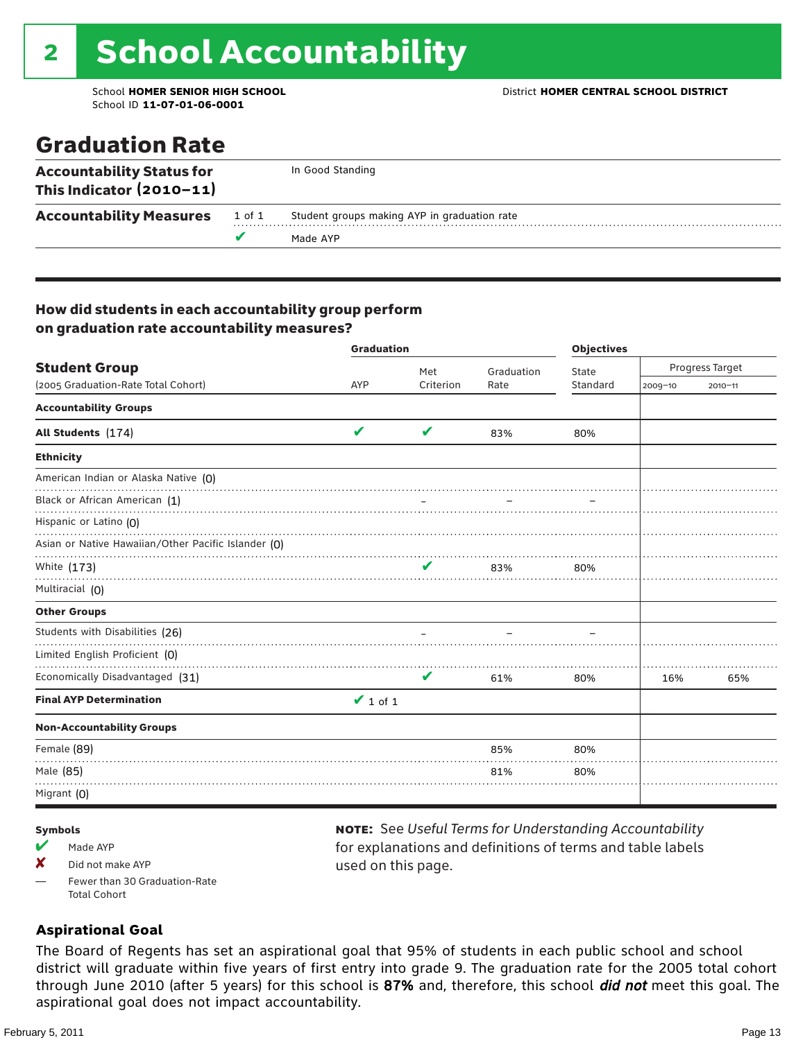# 2 School Accountability

School **HOMER SENIOR HIGH SCHOOL**
School ID **11-07-01-06-0001**

District **HOMER CENTRAL SCHOOL DISTRICT**

## Graduation Rate

| | | |
|---|---|---|
| **Accountability Status for This Indicator (2010–11)** | | In Good Standing |
| **Accountability Measures** | 1 of 1 | Student groups making AYP in graduation rate |
| | ✔ | Made AYP |

### How did students in each accountability group perform on graduation rate accountability measures?

| **Student Group** (2005 Graduation-Rate Total Cohort) | Graduation AYP | Met Criterion | Graduation Rate | Objectives State Standard | Progress Target 2009–10 | Progress Target 2010–11 |
|---|---|---|---|---|---|---|
| **Accountability Groups** | | | | | | |
| **All Students** (174) | ✔ | ✔ | 83% | 80% | | |
| **Ethnicity** | | | | | | |
| American Indian or Alaska Native (0) | | | | | | |
| Black or African American (1) | | – | – | – | | |
| Hispanic or Latino (0) | | | | | | |
| Asian or Native Hawaiian/Other Pacific Islander (0) | | | | | | |
| White (173) | | ✔ | 83% | 80% | | |
| Multiracial (0) | | | | | | |
| **Other Groups** | | | | | | |
| Students with Disabilities (26) | | – | – | – | | |
| Limited English Proficient (0) | | | | | | |
| Economically Disadvantaged (31) | | ✔ | 61% | 80% | 16% | 65% |
| **Final AYP Determination** | ✔ 1 of 1 | | | | | |
| **Non-Accountability Groups** | | | | | | |
| Female (89) | | | 85% | 80% | | |
| Male (85) | | | 81% | 80% | | |
| Migrant (0) | | | | | | |

**Symbols**

- ✔ Made AYP
- ✘ Did not make AYP
- — Fewer than 30 Graduation-Rate Total Cohort

**NOTE:** See *Useful Terms for Understanding Accountability* for explanations and definitions of terms and table labels used on this page.

### Aspirational Goal

The Board of Regents has set an aspirational goal that 95% of students in each public school and school district will graduate within five years of first entry into grade 9. The graduation rate for the 2005 total cohort through June 2010 (after 5 years) for this school is **87%** and, therefore, this school ***did not*** meet this goal. The aspirational goal does not impact accountability.

February 5, 2011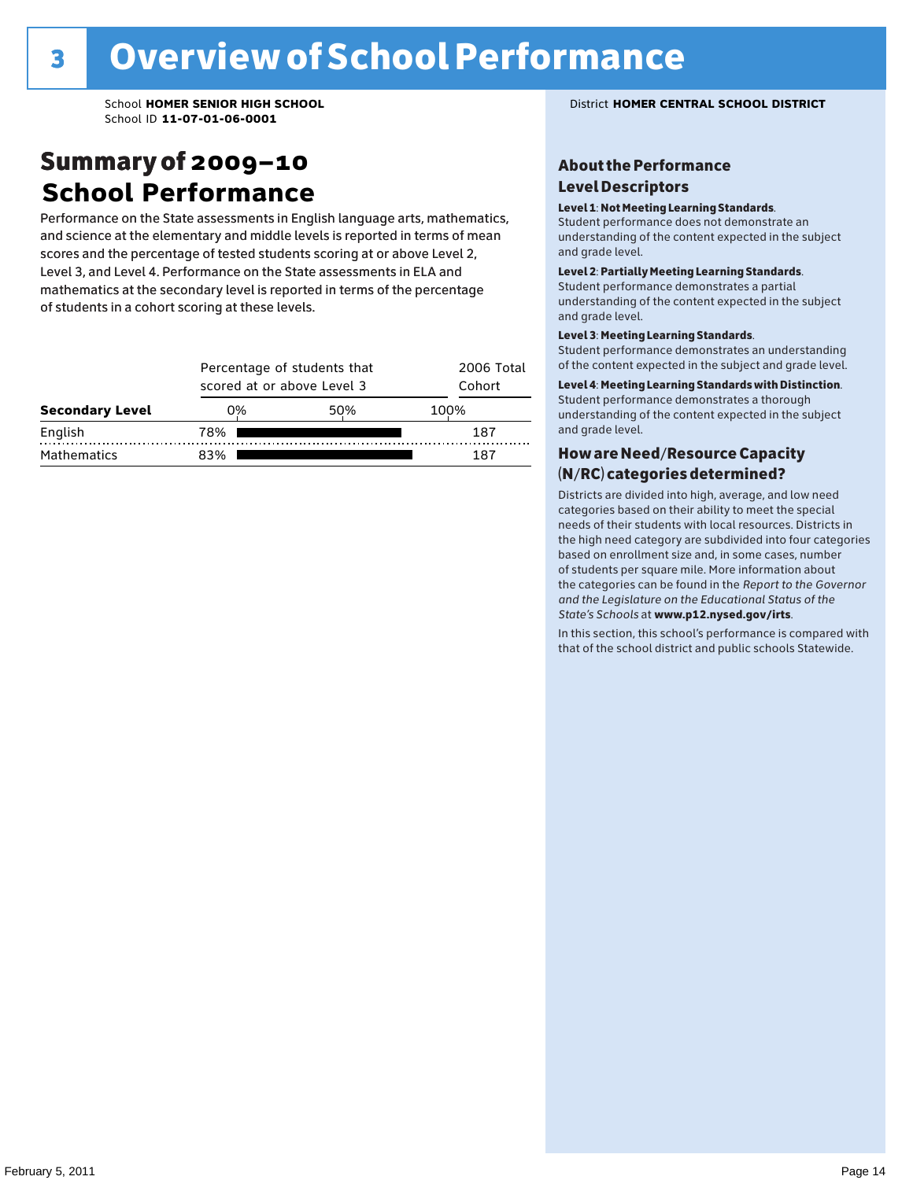# 3 Overview of School Performance

School **HOMER SENIOR HIGH SCHOOL**
School ID **11-07-01-06-0001**

District **HOMER CENTRAL SCHOOL DISTRICT**

## Summary of 2009–10 School Performance

Performance on the State assessments in English language arts, mathematics, and science at the elementary and middle levels is reported in terms of mean scores and the percentage of tested students scoring at or above Level 2, Level 3, and Level 4. Performance on the State assessments in ELA and mathematics at the secondary level is reported in terms of the percentage of students in a cohort scoring at these levels.

| Secondary Level | Percentage of students that scored at or above Level 3 | 2006 Total Cohort |
|---|---|---|
| English | 78% | 187 |
| Mathematics | 83% | 187 |

### About the Performance Level Descriptors

**Level 1**: **Not Meeting Learning Standards**. Student performance does not demonstrate an understanding of the content expected in the subject and grade level.

**Level 2**: **Partially Meeting Learning Standards**. Student performance demonstrates a partial understanding of the content expected in the subject and grade level.

**Level 3**: **Meeting Learning Standards**. Student performance demonstrates an understanding of the content expected in the subject and grade level.

**Level 4**: **Meeting Learning Standards with Distinction**. Student performance demonstrates a thorough understanding of the content expected in the subject and grade level.

### How are Need/Resource Capacity (N/RC) categories determined?

Districts are divided into high, average, and low need categories based on their ability to meet the special needs of their students with local resources. Districts in the high need category are subdivided into four categories based on enrollment size and, in some cases, number of students per square mile. More information about the categories can be found in the *Report to the Governor and the Legislature on the Educational Status of the State's Schools* at **www.p12.nysed.gov/irts**.

In this section, this school's performance is compared with that of the school district and public schools Statewide.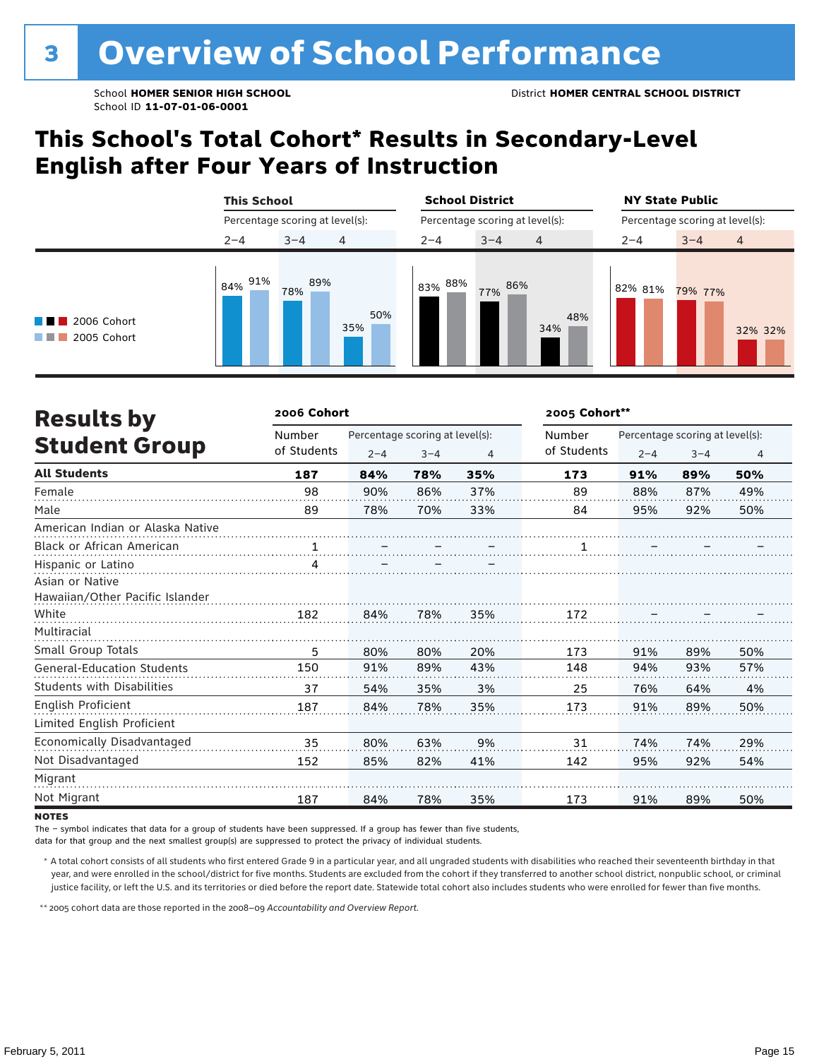# 3 Overview of School Performance

School **HOMER SENIOR HIGH SCHOOL**
School ID **11-07-01-06-0001**

District **HOMER CENTRAL SCHOOL DISTRICT**

## This School's Total Cohort* Results in Secondary-Level English after Four Years of Instruction

| | This School | | | School District | | | NY State Public | | |
|---|---|---|---|---|---|---|---|---|---|
| Percentage scoring at level(s): | 2–4 | 3–4 | 4 | 2–4 | 3–4 | 4 | 2–4 | 3–4 | 4 |
| 2006 Cohort | 84% | 78% | 35% | 83% | 77% | 34% | 82% | 79% | 32% |
| 2005 Cohort | 91% | 89% | 50% | 88% | 86% | 48% | 81% | 77% | 32% |

## Results by Student Group

| | 2006 Cohort | | | | 2005 Cohort** | | | |
|---|---|---|---|---|---|---|---|---|
| | Number of Students | Percentage scoring at level(s): 2–4 | 3–4 | 4 | Number of Students | Percentage scoring at level(s): 2–4 | 3–4 | 4 |
| **All Students** | **187** | **84%** | **78%** | **35%** | **173** | **91%** | **89%** | **50%** |
| Female | 98 | 90% | 86% | 37% | 89 | 88% | 87% | 49% |
| Male | 89 | 78% | 70% | 33% | 84 | 95% | 92% | 50% |
| American Indian or Alaska Native | | | | | | | | |
| Black or African American | 1 | – | – | – | 1 | – | – | – |
| Hispanic or Latino | 4 | – | – | – | | | | |
| Asian or Native Hawaiian/Other Pacific Islander | | | | | | | | |
| White | 182 | 84% | 78% | 35% | 172 | – | – | – |
| Multiracial | | | | | | | | |
| Small Group Totals | 5 | 80% | 80% | 20% | 173 | 91% | 89% | 50% |
| General-Education Students | 150 | 91% | 89% | 43% | 148 | 94% | 93% | 57% |
| Students with Disabilities | 37 | 54% | 35% | 3% | 25 | 76% | 64% | 4% |
| English Proficient | 187 | 84% | 78% | 35% | 173 | 91% | 89% | 50% |
| Limited English Proficient | | | | | | | | |
| Economically Disadvantaged | 35 | 80% | 63% | 9% | 31 | 74% | 74% | 29% |
| Not Disadvantaged | 152 | 85% | 82% | 41% | 142 | 95% | 92% | 54% |
| Migrant | | | | | | | | |
| Not Migrant | 187 | 84% | 78% | 35% | 173 | 91% | 89% | 50% |

**NOTES**

The – symbol indicates that data for a group of students have been suppressed. If a group has fewer than five students, data for that group and the next smallest group(s) are suppressed to protect the privacy of individual students.

\* A total cohort consists of all students who first entered Grade 9 in a particular year, and all ungraded students with disabilities who reached their seventeenth birthday in that year, and were enrolled in the school/district for five months. Students are excluded from the cohort if they transferred to another school district, nonpublic school, or criminal justice facility, or left the U.S. and its territories or died before the report date. Statewide total cohort also includes students who were enrolled for fewer than five months.

\*\* 2005 cohort data are those reported in the 2008–09 *Accountability and Overview Report*.

February 5, 2011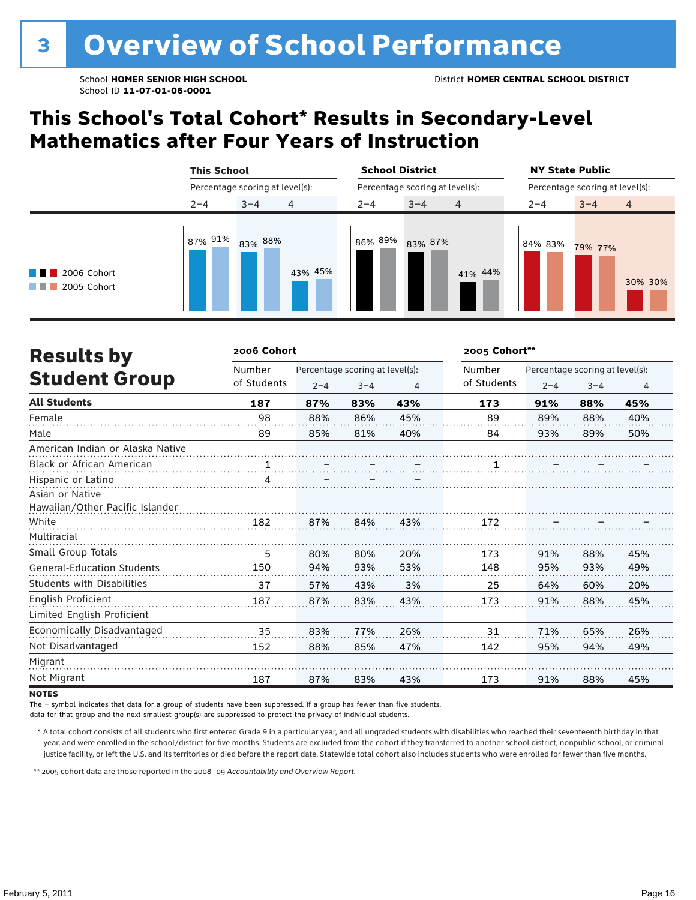# 3 Overview of School Performance

School **HOMER SENIOR HIGH SCHOOL**
School ID **11-07-01-06-0001**

District **HOMER CENTRAL SCHOOL DISTRICT**

## This School's Total Cohort* Results in Secondary-Level Mathematics after Four Years of Instruction

This School
Percentage scoring at level(s):
2–4 3–4 4
87% 91% 83% 88% 43% 45%

School District
Percentage scoring at level(s):
2–4 3–4 4
86% 89% 83% 87% 41% 44%

NY State Public
Percentage scoring at level(s):
2–4 3–4 4
84% 83% 79% 77% 30% 30%

2006 Cohort
2005 Cohort

## Results by Student Group

| | 2006 Cohort | | | | 2005 Cohort** | | | |
|---|---|---|---|---|---|---|---|---|
| | Number of Students | Percentage scoring at level(s): 2–4 | 3–4 | 4 | Number of Students | Percentage scoring at level(s): 2–4 | 3–4 | 4 |
| **All Students** | **187** | **87%** | **83%** | **43%** | **173** | **91%** | **88%** | **45%** |
| Female | 98 | 88% | 86% | 45% | 89 | 89% | 88% | 40% |
| Male | 89 | 85% | 81% | 40% | 84 | 93% | 89% | 50% |
| American Indian or Alaska Native | | | | | | | | |
| Black or African American | 1 | – | – | – | 1 | – | – | – |
| Hispanic or Latino | 4 | – | – | – | | | | |
| Asian or Native Hawaiian/Other Pacific Islander | | | | | | | | |
| White | 182 | 87% | 84% | 43% | 172 | – | – | – |
| Multiracial | | | | | | | | |
| Small Group Totals | 5 | 80% | 80% | 20% | 173 | 91% | 88% | 45% |
| General-Education Students | 150 | 94% | 93% | 53% | 148 | 95% | 93% | 49% |
| Students with Disabilities | 37 | 57% | 43% | 3% | 25 | 64% | 60% | 20% |
| English Proficient | 187 | 87% | 83% | 43% | 173 | 91% | 88% | 45% |
| Limited English Proficient | | | | | | | | |
| Economically Disadvantaged | 35 | 83% | 77% | 26% | 31 | 71% | 65% | 26% |
| Not Disadvantaged | 152 | 88% | 85% | 47% | 142 | 95% | 94% | 49% |
| Migrant | | | | | | | | |
| Not Migrant | 187 | 87% | 83% | 43% | 173 | 91% | 88% | 45% |

**NOTES**

The – symbol indicates that data for a group of students have been suppressed. If a group has fewer than five students, data for that group and the next smallest group(s) are suppressed to protect the privacy of individual students.

* A total cohort consists of all students who first entered Grade 9 in a particular year, and all ungraded students with disabilities who reached their seventeenth birthday in that year, and were enrolled in the school/district for five months. Students are excluded from the cohort if they transferred to another school district, nonpublic school, or criminal justice facility, or left the U.S. and its territories or died before the report date. Statewide total cohort also includes students who were enrolled for fewer than five months.

** 2005 cohort data are those reported in the 2008–09 *Accountability and Overview Report.*

February 5, 2011